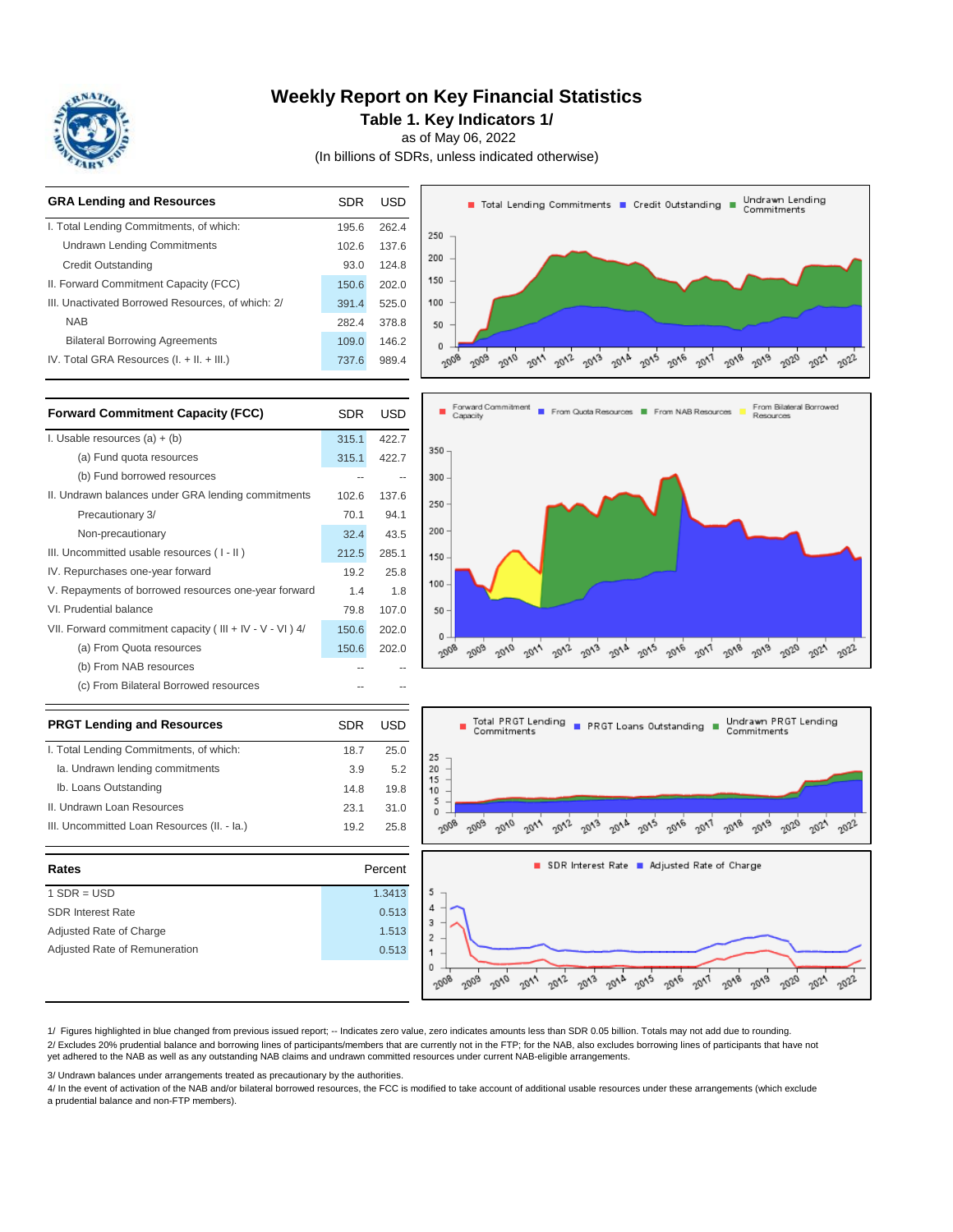# Weekly Report on Key Financial Statistics

## Table 1. Key Indicators 1/

as of May 06, 2022

(In billions of SDRs, unless indicated otherwise)

| GRA Lending and Resources | SDR | USD |
|---|---|---|
| I. Total Lending Commitments, of which: | 195.6 | 262.4 |
| Undrawn Lending Commitments | 102.6 | 137.6 |
| Credit Outstanding | 93.0 | 124.8 |
| II. Forward Commitment Capacity (FCC) | 150.6 | 202.0 |
| III. Unactivated Borrowed Resources, of which: 2/ | 391.4 | 525.0 |
| NAB | 282.4 | 378.8 |
| Bilateral Borrowing Agreements | 109.0 | 146.2 |
| IV. Total GRA Resources (I. + II. + III.) | 737.6 | 989.4 |

| Forward Commitment Capacity (FCC) | SDR | USD |
|---|---|---|
| I. Usable resources (a) + (b) | 315.1 | 422.7 |
| (a) Fund quota resources | 315.1 | 422.7 |
| (b) Fund borrowed resources | -- | -- |
| II. Undrawn balances under GRA lending commitments | 102.6 | 137.6 |
| Precautionary 3/ | 70.1 | 94.1 |
| Non-precautionary | 32.4 | 43.5 |
| III. Uncommitted usable resources ( I - II ) | 212.5 | 285.1 |
| IV. Repurchases one-year forward | 19.2 | 25.8 |
| V. Repayments of borrowed resources one-year forward | 1.4 | 1.8 |
| VI. Prudential balance | 79.8 | 107.0 |
| VII. Forward commitment capacity ( III + IV - V - VI ) 4/ | 150.6 | 202.0 |
| (a) From Quota resources | 150.6 | 202.0 |
| (b) From NAB resources | -- | -- |
| (c) From Bilateral Borrowed resources | -- | -- |

| PRGT Lending and Resources | SDR | USD |
|---|---|---|
| I. Total Lending Commitments, of which: | 18.7 | 25.0 |
| Ia. Undrawn lending commitments | 3.9 | 5.2 |
| Ib. Loans Outstanding | 14.8 | 19.8 |
| II. Undrawn Loan Resources | 23.1 | 31.0 |
| III. Uncommitted Loan Resources (II. - Ia.) | 19.2 | 25.8 |

| Rates | Percent |
|---|---|
| 1 SDR = USD | 1.3413 |
| SDR Interest Rate | 0.513 |
| Adjusted Rate of Charge | 1.513 |
| Adjusted Rate of Remuneration | 0.513 |

1/ Figures highlighted in blue changed from previous issued report; -- Indicates zero value, zero indicates amounts less than SDR 0.05 billion. Totals may not add due to rounding.

2/ Excludes 20% prudential balance and borrowing lines of participants/members that are currently not in the FTP; for the NAB, also excludes borrowing lines of participants that have not yet adhered to the NAB as well as any outstanding NAB claims and undrawn committed resources under current NAB-eligible arrangements.

3/ Undrawn balances under arrangements treated as precautionary by the authorities.

4/ In the event of activation of the NAB and/or bilateral borrowed resources, the FCC is modified to take account of additional usable resources under these arrangements (which exclude a prudential balance and non-FTP members).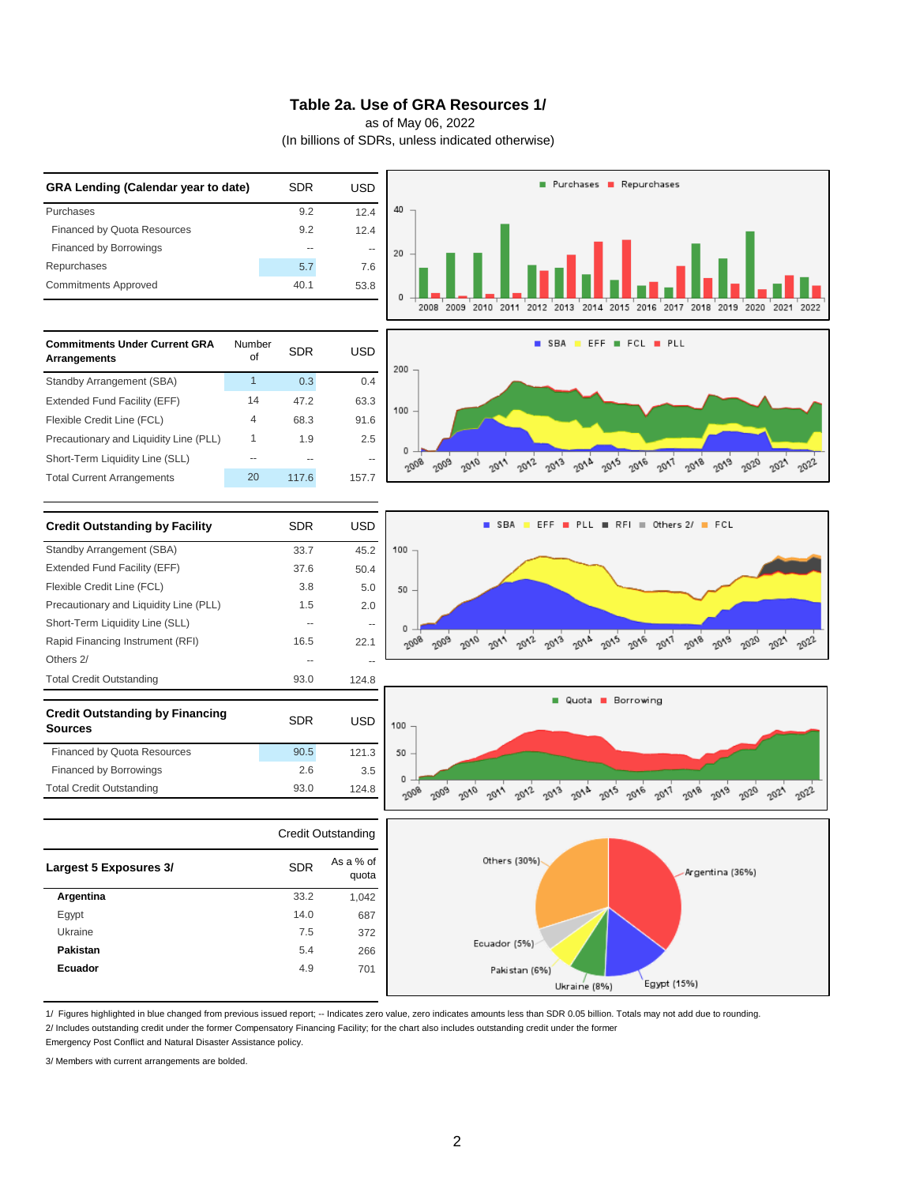# Table 2a. Use of GRA Resources 1/

as of May 06, 2022

(In billions of SDRs, unless indicated otherwise)

| GRA Lending (Calendar year to date) | SDR | USD |
|---|---|---|
| Purchases | 9.2 | 12.4 |
| Financed by Quota Resources | 9.2 | 12.4 |
| Financed by Borrowings | -- | -- |
| Repurchases | 5.7 | 7.6 |
| Commitments Approved | 40.1 | 53.8 |

| Commitments Under Current GRA Arrangements | Number of | SDR | USD |
|---|---|---|---|
| Standby Arrangement (SBA) | 1 | 0.3 | 0.4 |
| Extended Fund Facility (EFF) | 14 | 47.2 | 63.3 |
| Flexible Credit Line (FCL) | 4 | 68.3 | 91.6 |
| Precautionary and Liquidity Line (PLL) | 1 | 1.9 | 2.5 |
| Short-Term Liquidity Line (SLL) | -- | -- | -- |
| Total Current Arrangements | 20 | 117.6 | 157.7 |

| Credit Outstanding by Facility | SDR | USD |
|---|---|---|
| Standby Arrangement (SBA) | 33.7 | 45.2 |
| Extended Fund Facility (EFF) | 37.6 | 50.4 |
| Flexible Credit Line (FCL) | 3.8 | 5.0 |
| Precautionary and Liquidity Line (PLL) | 1.5 | 2.0 |
| Short-Term Liquidity Line (SLL) | -- | -- |
| Rapid Financing Instrument (RFI) | 16.5 | 22.1 |
| Others 2/ | -- | -- |
| Total Credit Outstanding | 93.0 | 124.8 |

| Credit Outstanding by Financing Sources | SDR | USD |
|---|---|---|
| Financed by Quota Resources | 90.5 | 121.3 |
| Financed by Borrowings | 2.6 | 3.5 |
| Total Credit Outstanding | 93.0 | 124.8 |

| | Credit Outstanding | |
|---|---|---|
| Largest 5 Exposures 3/ | SDR | As a % of quota |
| **Argentina** | 33.2 | 1,042 |
| Egypt | 14.0 | 687 |
| Ukraine | 7.5 | 372 |
| **Pakistan** | 5.4 | 266 |
| **Ecuador** | 4.9 | 701 |

1/ Figures highlighted in blue changed from previous issued report; -- Indicates zero value, zero indicates amounts less than SDR 0.05 billion. Totals may not add due to rounding.

2/ Includes outstanding credit under the former Compensatory Financing Facility; for the chart also includes outstanding credit under the former Emergency Post Conflict and Natural Disaster Assistance policy.

3/ Members with current arrangements are bolded.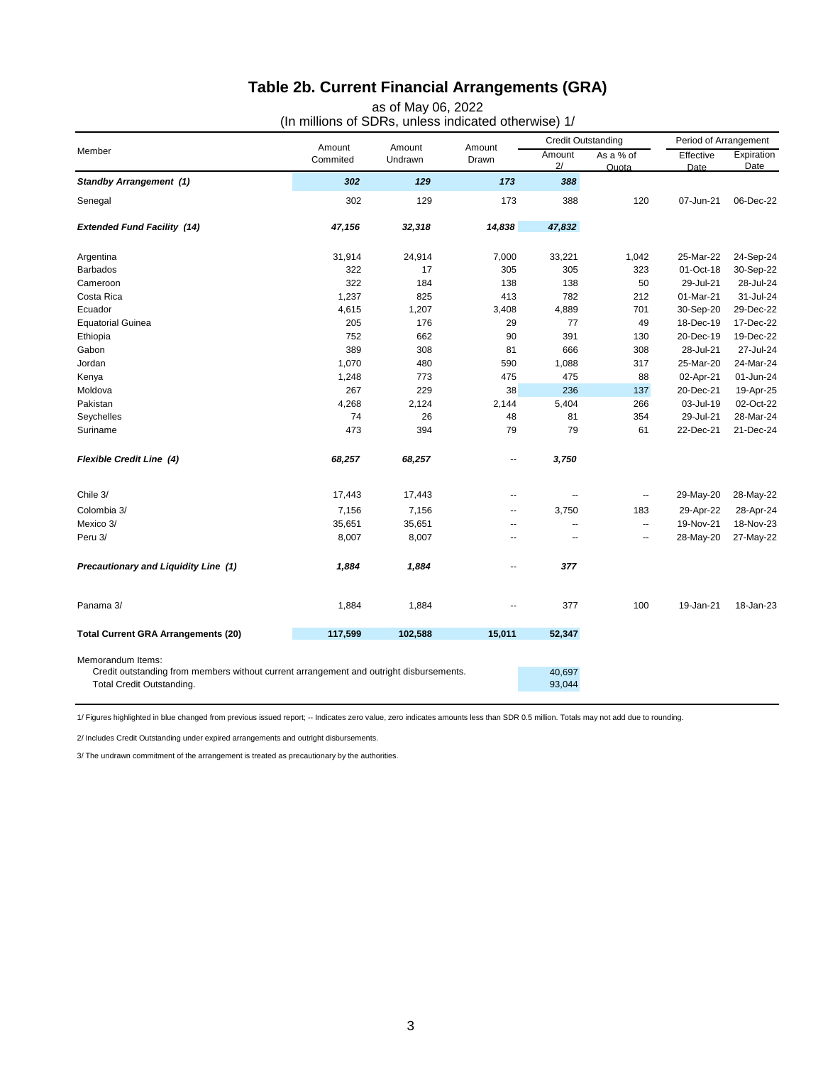# Table 2b. Current Financial Arrangements (GRA)

as of May 06, 2022
(In millions of SDRs, unless indicated otherwise) 1/

| Member | Amount Commited | Amount Undrawn | Amount Drawn | Credit Outstanding | | Period of Arrangement | |
|---|---|---|---|---|---|---|---|
| | | | | Amount 2/ | As a % of Quota | Effective Date | Expiration Date |
| ***Standby Arrangement (1)*** | ***302*** | ***129*** | ***173*** | ***388*** | | | |
| Senegal | 302 | 129 | 173 | 388 | 120 | 07-Jun-21 | 06-Dec-22 |
| ***Extended Fund Facility (14)*** | ***47,156*** | ***32,318*** | ***14,838*** | ***47,832*** | | | |
| Argentina | 31,914 | 24,914 | 7,000 | 33,221 | 1,042 | 25-Mar-22 | 24-Sep-24 |
| Barbados | 322 | 17 | 305 | 305 | 323 | 01-Oct-18 | 30-Sep-22 |
| Cameroon | 322 | 184 | 138 | 138 | 50 | 29-Jul-21 | 28-Jul-24 |
| Costa Rica | 1,237 | 825 | 413 | 782 | 212 | 01-Mar-21 | 31-Jul-24 |
| Ecuador | 4,615 | 1,207 | 3,408 | 4,889 | 701 | 30-Sep-20 | 29-Dec-22 |
| Equatorial Guinea | 205 | 176 | 29 | 77 | 49 | 18-Dec-19 | 17-Dec-22 |
| Ethiopia | 752 | 662 | 90 | 391 | 130 | 20-Dec-19 | 19-Dec-22 |
| Gabon | 389 | 308 | 81 | 666 | 308 | 28-Jul-21 | 27-Jul-24 |
| Jordan | 1,070 | 480 | 590 | 1,088 | 317 | 25-Mar-20 | 24-Mar-24 |
| Kenya | 1,248 | 773 | 475 | 475 | 88 | 02-Apr-21 | 01-Jun-24 |
| Moldova | 267 | 229 | 38 | 236 | 137 | 20-Dec-21 | 19-Apr-25 |
| Pakistan | 4,268 | 2,124 | 2,144 | 5,404 | 266 | 03-Jul-19 | 02-Oct-22 |
| Seychelles | 74 | 26 | 48 | 81 | 354 | 29-Jul-21 | 28-Mar-24 |
| Suriname | 473 | 394 | 79 | 79 | 61 | 22-Dec-21 | 21-Dec-24 |
| ***Flexible Credit Line (4)*** | ***68,257*** | ***68,257*** | -- | ***3,750*** | | | |
| Chile 3/ | 17,443 | 17,443 | -- | -- | -- | 29-May-20 | 28-May-22 |
| Colombia 3/ | 7,156 | 7,156 | -- | 3,750 | 183 | 29-Apr-22 | 28-Apr-24 |
| Mexico 3/ | 35,651 | 35,651 | -- | -- | -- | 19-Nov-21 | 18-Nov-23 |
| Peru 3/ | 8,007 | 8,007 | -- | -- | -- | 28-May-20 | 27-May-22 |
| ***Precautionary and Liquidity Line (1)*** | ***1,884*** | ***1,884*** | -- | ***377*** | | | |
| Panama 3/ | 1,884 | 1,884 | -- | 377 | 100 | 19-Jan-21 | 18-Jan-23 |
| **Total Current GRA Arrangements (20)** | **117,599** | **102,588** | **15,011** | **52,347** | | | |
| Memorandum Items: | | | | | | | |
| Credit outstanding from members without current arrangement and outright disbursements. | | | | 40,697 | | | |
| Total Credit Outstanding. | | | | 93,044 | | | |

1/ Figures highlighted in blue changed from previous issued report; -- Indicates zero value, zero indicates amounts less than SDR 0.5 million. Totals may not add due to rounding.

2/ Includes Credit Outstanding under expired arrangements and outright disbursements.

3/ The undrawn commitment of the arrangement is treated as precautionary by the authorities.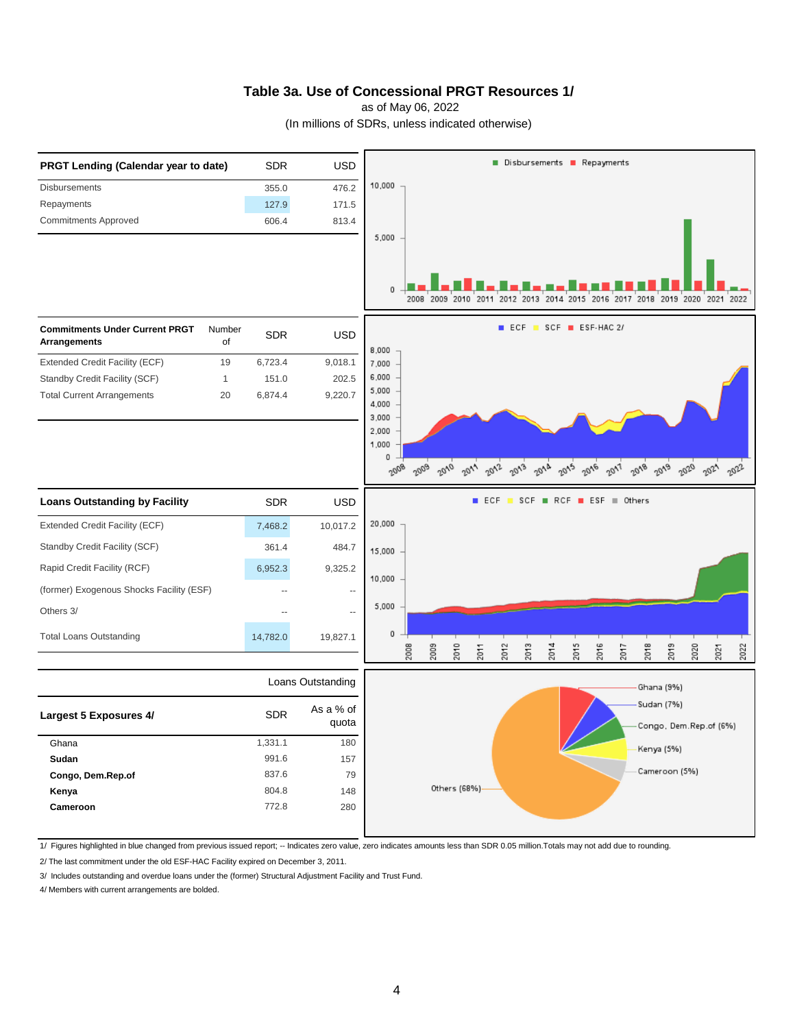# Table 3a. Use of Concessional PRGT Resources 1/

as of May 06, 2022

(In millions of SDRs, unless indicated otherwise)

| PRGT Lending (Calendar year to date) | SDR | USD |
|---|---|---|
| Disbursements | 355.0 | 476.2 |
| Repayments | 127.9 | 171.5 |
| Commitments Approved | 606.4 | 813.4 |

| Commitments Under Current PRGT Arrangements | Number of | SDR | USD |
|---|---|---|---|
| Extended Credit Facility (ECF) | 19 | 6,723.4 | 9,018.1 |
| Standby Credit Facility (SCF) | 1 | 151.0 | 202.5 |
| Total Current Arrangements | 20 | 6,874.4 | 9,220.7 |

| Loans Outstanding by Facility | SDR | USD |
|---|---|---|
| Extended Credit Facility (ECF) | 7,468.2 | 10,017.2 |
| Standby Credit Facility (SCF) | 361.4 | 484.7 |
| Rapid Credit Facility (RCF) | 6,952.3 | 9,325.2 |
| (former) Exogenous Shocks Facility (ESF) | -- | -- |
| Others 3/ | -- | -- |
| Total Loans Outstanding | 14,782.0 | 19,827.1 |

| | Loans Outstanding | |
|---|---|---|
| **Largest 5 Exposures 4/** | **SDR** | **As a % of quota** |
| Ghana | 1,331.1 | 180 |
| **Sudan** | 991.6 | 157 |
| **Congo, Dem.Rep.of** | 837.6 | 79 |
| **Kenya** | 804.8 | 148 |
| **Cameroon** | 772.8 | 280 |

1/ Figures highlighted in blue changed from previous issued report; -- Indicates zero value, zero indicates amounts less than SDR 0.05 million.Totals may not add due to rounding.

2/ The last commitment under the old ESF-HAC Facility expired on December 3, 2011.

3/ Includes outstanding and overdue loans under the (former) Structural Adjustment Facility and Trust Fund.

4/ Members with current arrangements are bolded.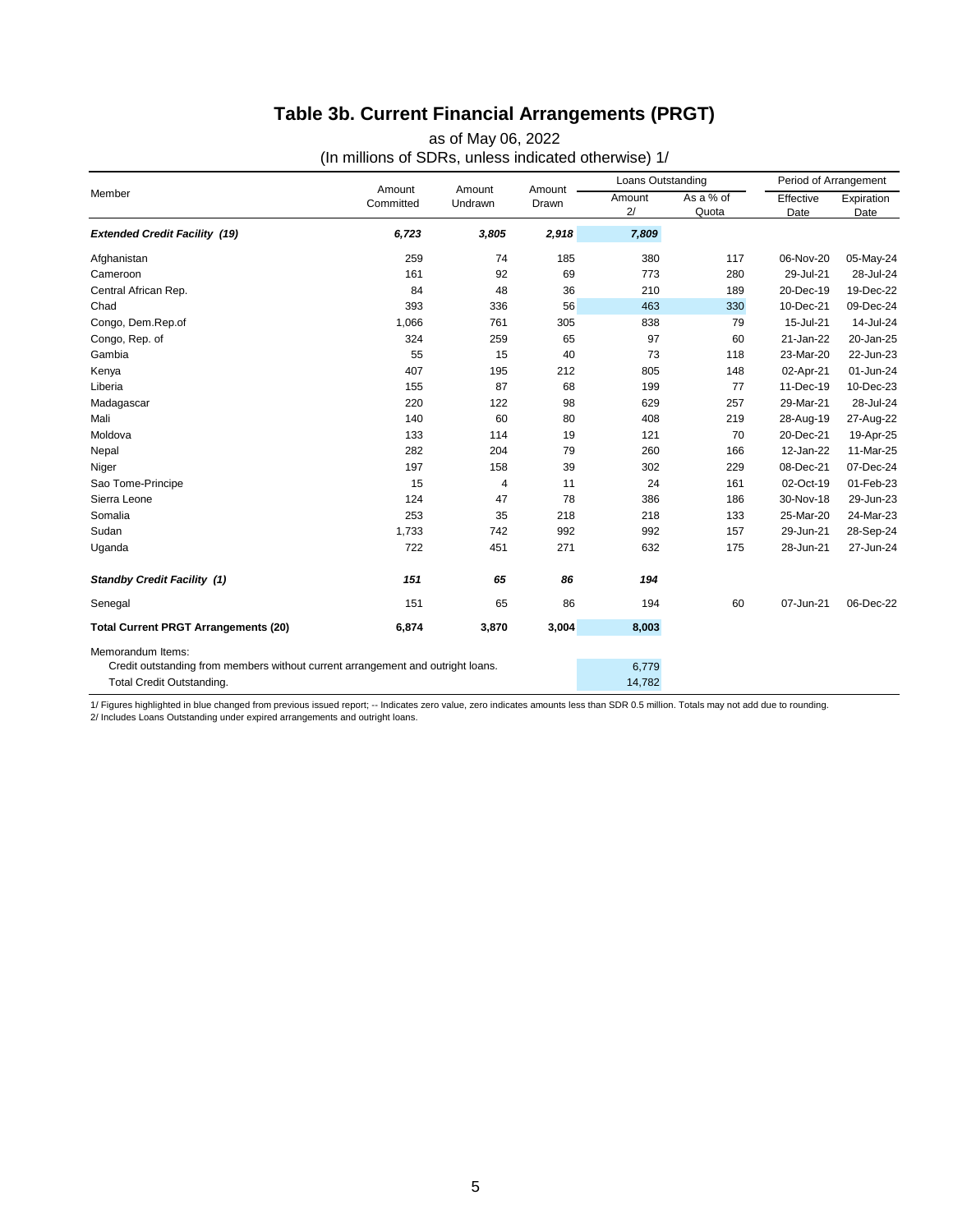# Table 3b. Current Financial Arrangements (PRGT)

as of May 06, 2022

(In millions of SDRs, unless indicated otherwise) 1/

| Member | Amount Committed | Amount Undrawn | Amount Drawn | Loans Outstanding | | Period of Arrangement | |
|---|---|---|---|---|---|---|---|
| | | | | Amount 2/ | As a % of Quota | Effective Date | Expiration Date |
| ***Extended Credit Facility (19)*** | ***6,723*** | ***3,805*** | ***2,918*** | ***7,809*** | | | |
| Afghanistan | 259 | 74 | 185 | 380 | 117 | 06-Nov-20 | 05-May-24 |
| Cameroon | 161 | 92 | 69 | 773 | 280 | 29-Jul-21 | 28-Jul-24 |
| Central African Rep. | 84 | 48 | 36 | 210 | 189 | 20-Dec-19 | 19-Dec-22 |
| Chad | 393 | 336 | 56 | 463 | 330 | 10-Dec-21 | 09-Dec-24 |
| Congo, Dem.Rep.of | 1,066 | 761 | 305 | 838 | 79 | 15-Jul-21 | 14-Jul-24 |
| Congo, Rep. of | 324 | 259 | 65 | 97 | 60 | 21-Jan-22 | 20-Jan-25 |
| Gambia | 55 | 15 | 40 | 73 | 118 | 23-Mar-20 | 22-Jun-23 |
| Kenya | 407 | 195 | 212 | 805 | 148 | 02-Apr-21 | 01-Jun-24 |
| Liberia | 155 | 87 | 68 | 199 | 77 | 11-Dec-19 | 10-Dec-23 |
| Madagascar | 220 | 122 | 98 | 629 | 257 | 29-Mar-21 | 28-Jul-24 |
| Mali | 140 | 60 | 80 | 408 | 219 | 28-Aug-19 | 27-Aug-22 |
| Moldova | 133 | 114 | 19 | 121 | 70 | 20-Dec-21 | 19-Apr-25 |
| Nepal | 282 | 204 | 79 | 260 | 166 | 12-Jan-22 | 11-Mar-25 |
| Niger | 197 | 158 | 39 | 302 | 229 | 08-Dec-21 | 07-Dec-24 |
| Sao Tome-Principe | 15 | 4 | 11 | 24 | 161 | 02-Oct-19 | 01-Feb-23 |
| Sierra Leone | 124 | 47 | 78 | 386 | 186 | 30-Nov-18 | 29-Jun-23 |
| Somalia | 253 | 35 | 218 | 218 | 133 | 25-Mar-20 | 24-Mar-23 |
| Sudan | 1,733 | 742 | 992 | 992 | 157 | 29-Jun-21 | 28-Sep-24 |
| Uganda | 722 | 451 | 271 | 632 | 175 | 28-Jun-21 | 27-Jun-24 |
| ***Standby Credit Facility (1)*** | ***151*** | ***65*** | ***86*** | ***194*** | | | |
| Senegal | 151 | 65 | 86 | 194 | 60 | 07-Jun-21 | 06-Dec-22 |
| **Total Current PRGT Arrangements (20)** | **6,874** | **3,870** | **3,004** | **8,003** | | | |
| Memorandum Items: | | | | | | | |
| Credit outstanding from members without current arrangement and outright loans. | | | | 6,779 | | | |
| Total Credit Outstanding. | | | | 14,782 | | | |

1/ Figures highlighted in blue changed from previous issued report; -- Indicates zero value, zero indicates amounts less than SDR 0.5 million. Totals may not add due to rounding.

2/ Includes Loans Outstanding under expired arrangements and outright loans.